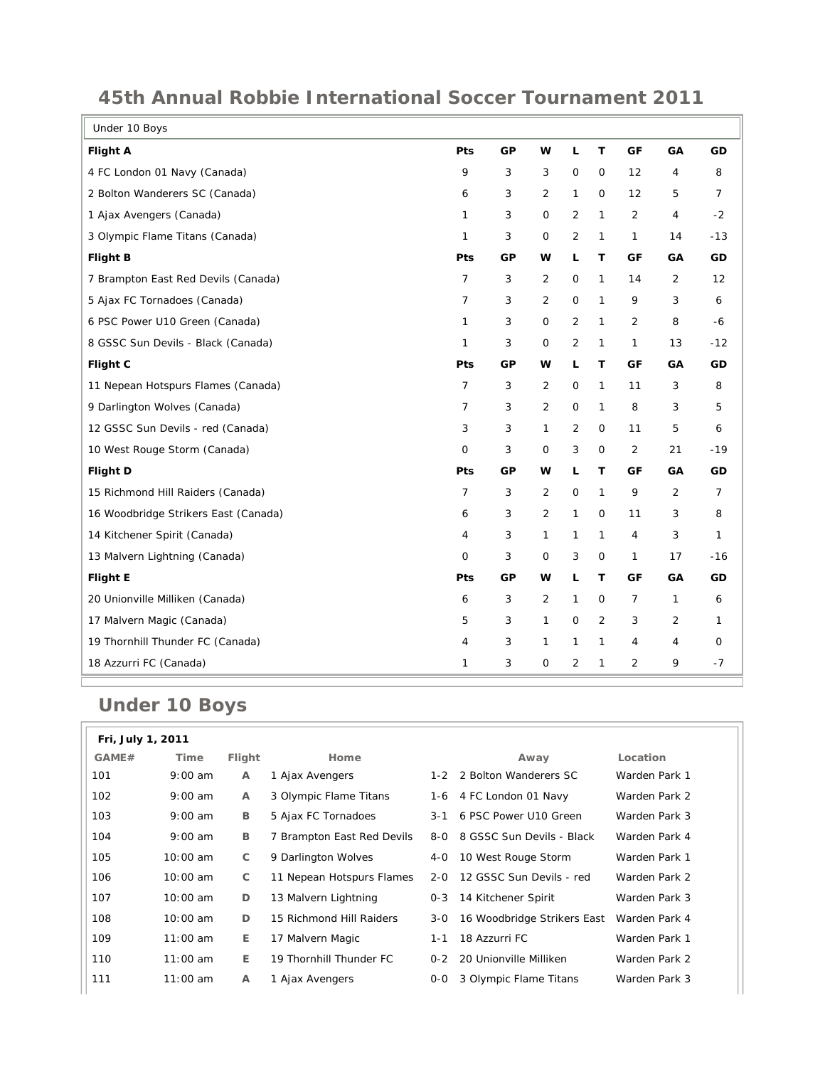# 45th Annual Robbie International Soccer Tournament 2011

| Under 10 Boys | | | | | | | | |
|---|---|---|---|---|---|---|---|---|
| **Flight A** | **Pts** | **GP** | **W** | **L** | **T** | **GF** | **GA** | **GD** |
| 4 FC London 01 Navy (Canada) | 9 | 3 | 3 | 0 | 0 | 12 | 4 | 8 |
| 2 Bolton Wanderers SC (Canada) | 6 | 3 | 2 | 1 | 0 | 12 | 5 | 7 |
| 1 Ajax Avengers (Canada) | 1 | 3 | 0 | 2 | 1 | 2 | 4 | -2 |
| 3 Olympic Flame Titans (Canada) | 1 | 3 | 0 | 2 | 1 | 1 | 14 | -13 |
| **Flight B** | **Pts** | **GP** | **W** | **L** | **T** | **GF** | **GA** | **GD** |
| 7 Brampton East Red Devils (Canada) | 7 | 3 | 2 | 0 | 1 | 14 | 2 | 12 |
| 5 Ajax FC Tornadoes (Canada) | 7 | 3 | 2 | 0 | 1 | 9 | 3 | 6 |
| 6 PSC Power U10 Green (Canada) | 1 | 3 | 0 | 2 | 1 | 2 | 8 | -6 |
| 8 GSSC Sun Devils - Black (Canada) | 1 | 3 | 0 | 2 | 1 | 1 | 13 | -12 |
| **Flight C** | **Pts** | **GP** | **W** | **L** | **T** | **GF** | **GA** | **GD** |
| 11 Nepean Hotspurs Flames (Canada) | 7 | 3 | 2 | 0 | 1 | 11 | 3 | 8 |
| 9 Darlington Wolves (Canada) | 7 | 3 | 2 | 0 | 1 | 8 | 3 | 5 |
| 12 GSSC Sun Devils - red (Canada) | 3 | 3 | 1 | 2 | 0 | 11 | 5 | 6 |
| 10 West Rouge Storm (Canada) | 0 | 3 | 0 | 3 | 0 | 2 | 21 | -19 |
| **Flight D** | **Pts** | **GP** | **W** | **L** | **T** | **GF** | **GA** | **GD** |
| 15 Richmond Hill Raiders (Canada) | 7 | 3 | 2 | 0 | 1 | 9 | 2 | 7 |
| 16 Woodbridge Strikers East (Canada) | 6 | 3 | 2 | 1 | 0 | 11 | 3 | 8 |
| 14 Kitchener Spirit (Canada) | 4 | 3 | 1 | 1 | 1 | 4 | 3 | 1 |
| 13 Malvern Lightning (Canada) | 0 | 3 | 0 | 3 | 0 | 1 | 17 | -16 |
| **Flight E** | **Pts** | **GP** | **W** | **L** | **T** | **GF** | **GA** | **GD** |
| 20 Unionville Milliken (Canada) | 6 | 3 | 2 | 1 | 0 | 7 | 1 | 6 |
| 17 Malvern Magic (Canada) | 5 | 3 | 1 | 0 | 2 | 3 | 2 | 1 |
| 19 Thornhill Thunder FC (Canada) | 4 | 3 | 1 | 1 | 1 | 4 | 4 | 0 |
| 18 Azzurri FC (Canada) | 1 | 3 | 0 | 2 | 1 | 2 | 9 | -7 |

## Under 10 Boys

**Fri, July 1, 2011**

| GAME# | Time | Flight | Home | | Away | Location |
|---|---|---|---|---|---|---|
| 101 | 9:00 am | A | 1 Ajax Avengers | 1-2 | 2 Bolton Wanderers SC | Warden Park 1 |
| 102 | 9:00 am | A | 3 Olympic Flame Titans | 1-6 | 4 FC London 01 Navy | Warden Park 2 |
| 103 | 9:00 am | B | 5 Ajax FC Tornadoes | 3-1 | 6 PSC Power U10 Green | Warden Park 3 |
| 104 | 9:00 am | B | 7 Brampton East Red Devils | 8-0 | 8 GSSC Sun Devils - Black | Warden Park 4 |
| 105 | 10:00 am | C | 9 Darlington Wolves | 4-0 | 10 West Rouge Storm | Warden Park 1 |
| 106 | 10:00 am | C | 11 Nepean Hotspurs Flames | 2-0 | 12 GSSC Sun Devils - red | Warden Park 2 |
| 107 | 10:00 am | D | 13 Malvern Lightning | 0-3 | 14 Kitchener Spirit | Warden Park 3 |
| 108 | 10:00 am | D | 15 Richmond Hill Raiders | 3-0 | 16 Woodbridge Strikers East | Warden Park 4 |
| 109 | 11:00 am | E | 17 Malvern Magic | 1-1 | 18 Azzurri FC | Warden Park 1 |
| 110 | 11:00 am | E | 19 Thornhill Thunder FC | 0-2 | 20 Unionville Milliken | Warden Park 2 |
| 111 | 11:00 am | A | 1 Ajax Avengers | 0-0 | 3 Olympic Flame Titans | Warden Park 3 |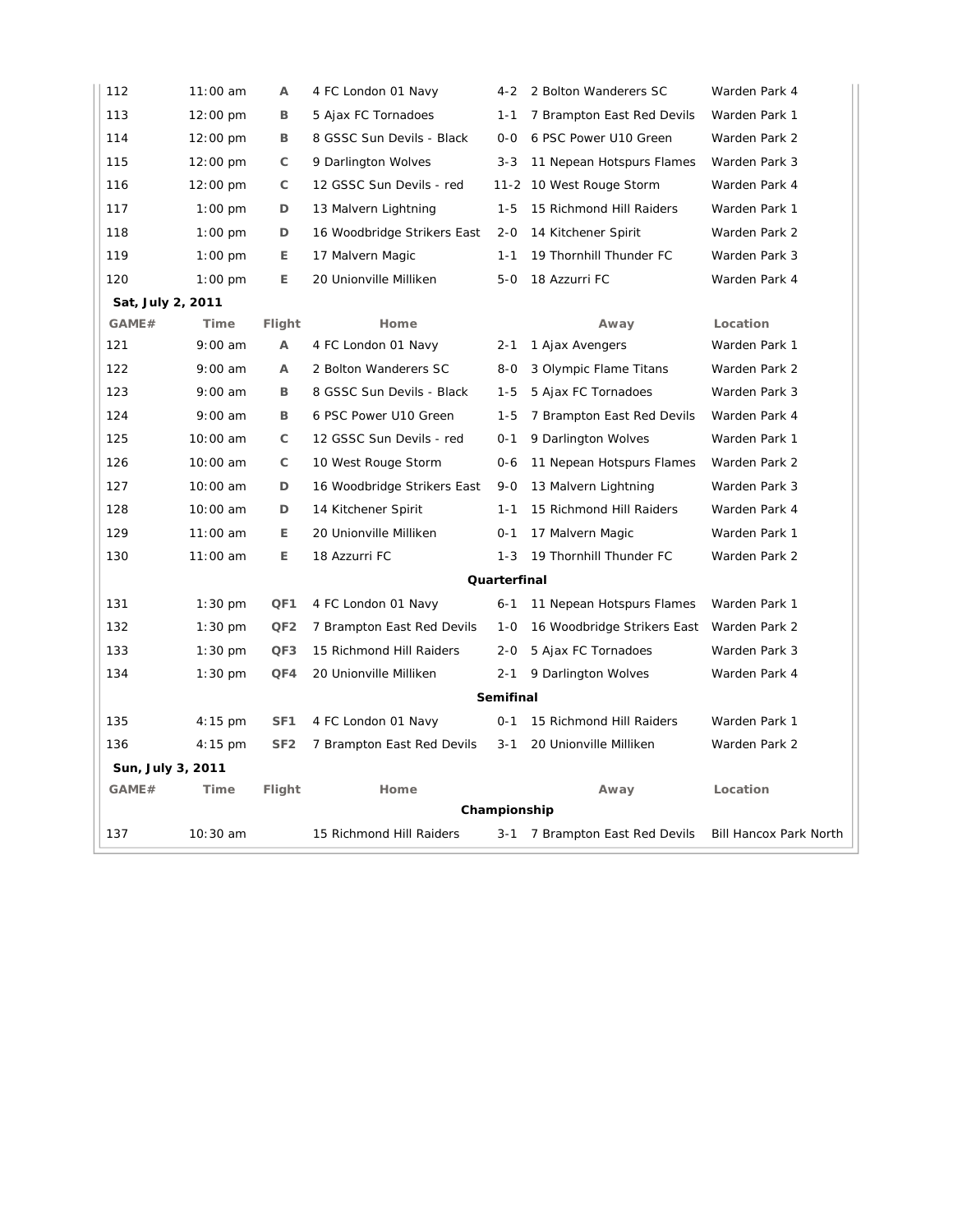| | | | | | | |
|---|---|---|---|---|---|---|
| 112 | 11:00 am | A | 4 FC London 01 Navy | 4-2 | 2 Bolton Wanderers SC | Warden Park 4 |
| 113 | 12:00 pm | B | 5 Ajax FC Tornadoes | 1-1 | 7 Brampton East Red Devils | Warden Park 1 |
| 114 | 12:00 pm | B | 8 GSSC Sun Devils - Black | 0-0 | 6 PSC Power U10 Green | Warden Park 2 |
| 115 | 12:00 pm | C | 9 Darlington Wolves | 3-3 | 11 Nepean Hotspurs Flames | Warden Park 3 |
| 116 | 12:00 pm | C | 12 GSSC Sun Devils - red | 11-2 | 10 West Rouge Storm | Warden Park 4 |
| 117 | 1:00 pm | D | 13 Malvern Lightning | 1-5 | 15 Richmond Hill Raiders | Warden Park 1 |
| 118 | 1:00 pm | D | 16 Woodbridge Strikers East | 2-0 | 14 Kitchener Spirit | Warden Park 2 |
| 119 | 1:00 pm | E | 17 Malvern Magic | 1-1 | 19 Thornhill Thunder FC | Warden Park 3 |
| 120 | 1:00 pm | E | 20 Unionville Milliken | 5-0 | 18 Azzurri FC | Warden Park 4 |

**Sat, July 2, 2011**

| GAME# | Time | Flight | Home | | Away | Location |
|---|---|---|---|---|---|---|
| 121 | 9:00 am | A | 4 FC London 01 Navy | 2-1 | 1 Ajax Avengers | Warden Park 1 |
| 122 | 9:00 am | A | 2 Bolton Wanderers SC | 8-0 | 3 Olympic Flame Titans | Warden Park 2 |
| 123 | 9:00 am | B | 8 GSSC Sun Devils - Black | 1-5 | 5 Ajax FC Tornadoes | Warden Park 3 |
| 124 | 9:00 am | B | 6 PSC Power U10 Green | 1-5 | 7 Brampton East Red Devils | Warden Park 4 |
| 125 | 10:00 am | C | 12 GSSC Sun Devils - red | 0-1 | 9 Darlington Wolves | Warden Park 1 |
| 126 | 10:00 am | C | 10 West Rouge Storm | 0-6 | 11 Nepean Hotspurs Flames | Warden Park 2 |
| 127 | 10:00 am | D | 16 Woodbridge Strikers East | 9-0 | 13 Malvern Lightning | Warden Park 3 |
| 128 | 10:00 am | D | 14 Kitchener Spirit | 1-1 | 15 Richmond Hill Raiders | Warden Park 4 |
| 129 | 11:00 am | E | 20 Unionville Milliken | 0-1 | 17 Malvern Magic | Warden Park 1 |
| 130 | 11:00 am | E | 18 Azzurri FC | 1-3 | 19 Thornhill Thunder FC | Warden Park 2 |
| | | | | **Quarterfinal** | | |
| 131 | 1:30 pm | QF1 | 4 FC London 01 Navy | 6-1 | 11 Nepean Hotspurs Flames | Warden Park 1 |
| 132 | 1:30 pm | QF2 | 7 Brampton East Red Devils | 1-0 | 16 Woodbridge Strikers East | Warden Park 2 |
| 133 | 1:30 pm | QF3 | 15 Richmond Hill Raiders | 2-0 | 5 Ajax FC Tornadoes | Warden Park 3 |
| 134 | 1:30 pm | QF4 | 20 Unionville Milliken | 2-1 | 9 Darlington Wolves | Warden Park 4 |
| | | | | **Semifinal** | | |
| 135 | 4:15 pm | SF1 | 4 FC London 01 Navy | 0-1 | 15 Richmond Hill Raiders | Warden Park 1 |
| 136 | 4:15 pm | SF2 | 7 Brampton East Red Devils | 3-1 | 20 Unionville Milliken | Warden Park 2 |

**Sun, July 3, 2011**

| GAME# | Time | Flight | Home | | Away | Location |
|---|---|---|---|---|---|---|
| | | | | **Championship** | | |
| 137 | 10:30 am | | 15 Richmond Hill Raiders | 3-1 | 7 Brampton East Red Devils | Bill Hancox Park North |